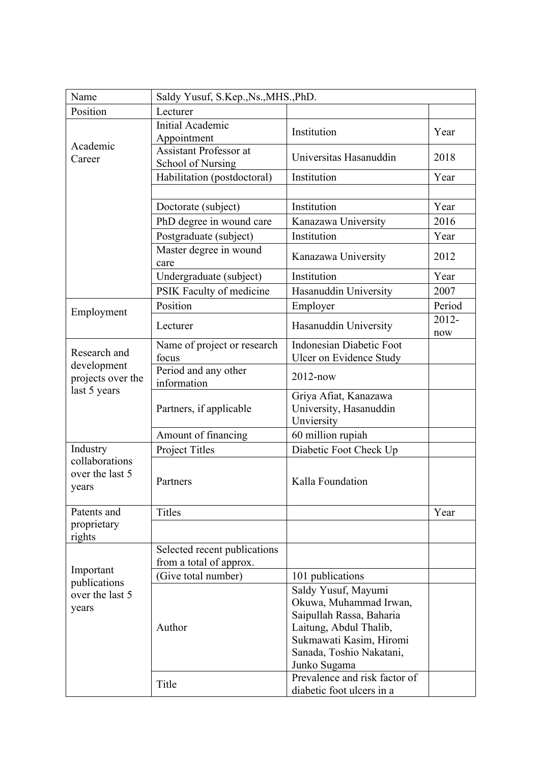| Name | Saldy Yusuf, S.Kep.,Ns.,MHS.,PhD. | | |
|---|---|---|---|
| Position | Lecturer | | |
| Academic Career | Initial Academic Appointment | Institution | Year |
| | Assistant Professor at School of Nursing | Universitas Hasanuddin | 2018 |
| | Habilitation (postdoctoral) | Institution | Year |
| | | | |
| | Doctorate (subject) | Institution | Year |
| | PhD degree in wound care | Kanazawa University | 2016 |
| | Postgraduate (subject) | Institution | Year |
| | Master degree in wound care | Kanazawa University | 2012 |
| | Undergraduate (subject) | Institution | Year |
| | PSIK Faculty of medicine | Hasanuddin University | 2007 |
| Employment | Position | Employer | Period |
| | Lecturer | Hasanuddin University | 2012-now |
| Research and development projects over the last 5 years | Name of project or research focus | Indonesian Diabetic Foot Ulcer on Evidence Study | |
| | Period and any other information | 2012-now | |
| | Partners, if applicable | Griya Afiat, Kanazawa University, Hasanuddin Unviersity | |
| | Amount of financing | 60 million rupiah | |
| Industry collaborations over the last 5 years | Project Titles | Diabetic Foot Check Up | |
| | Partners | Kalla Foundation | |
| Patents and proprietary rights | Titles | | Year |
| | | | |
| Important publications over the last 5 years | Selected recent publications from a total of approx. | | |
| | (Give total number) | 101 publications | |
| | Author | Saldy Yusuf, Mayumi Okuwa, Muhammad Irwan, Saipullah Rassa, Baharia Laitung, Abdul Thalib, Sukmawati Kasim, Hiromi Sanada, Toshio Nakatani, Junko Sugama | |
| | Title | Prevalence and risk factor of diabetic foot ulcers in a | |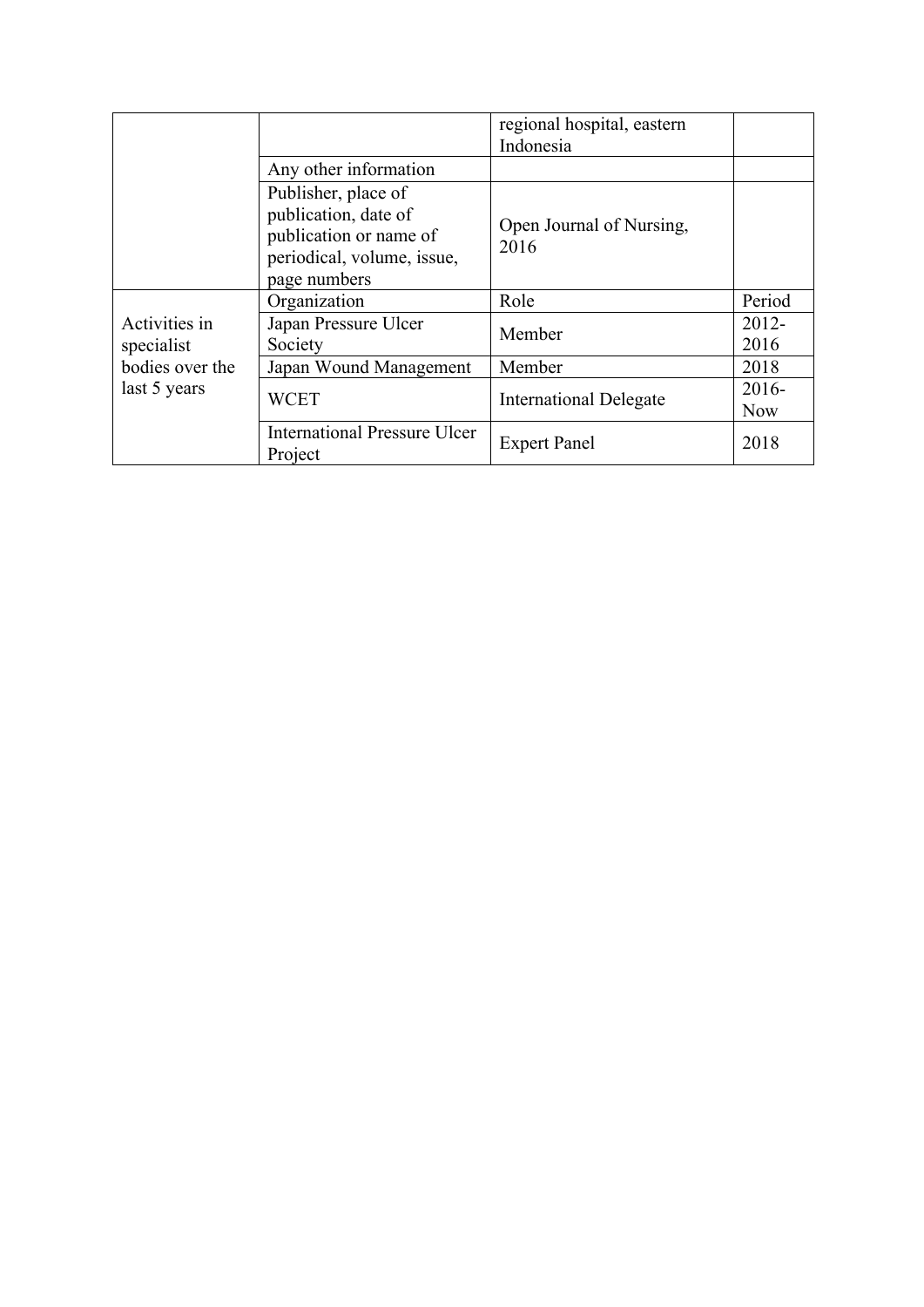| | | | |
|---|---|---|---|
| | | regional hospital, eastern Indonesia | |
| | Any other information | | |
| | Publisher, place of publication, date of publication or name of periodical, volume, issue, page numbers | Open Journal of Nursing, 2016 | |
| Activities in specialist bodies over the last 5 years | Organization | Role | Period |
| | Japan Pressure Ulcer Society | Member | 2012-2016 |
| | Japan Wound Management | Member | 2018 |
| | WCET | International Delegate | 2016-Now |
| | International Pressure Ulcer Project | Expert Panel | 2018 |